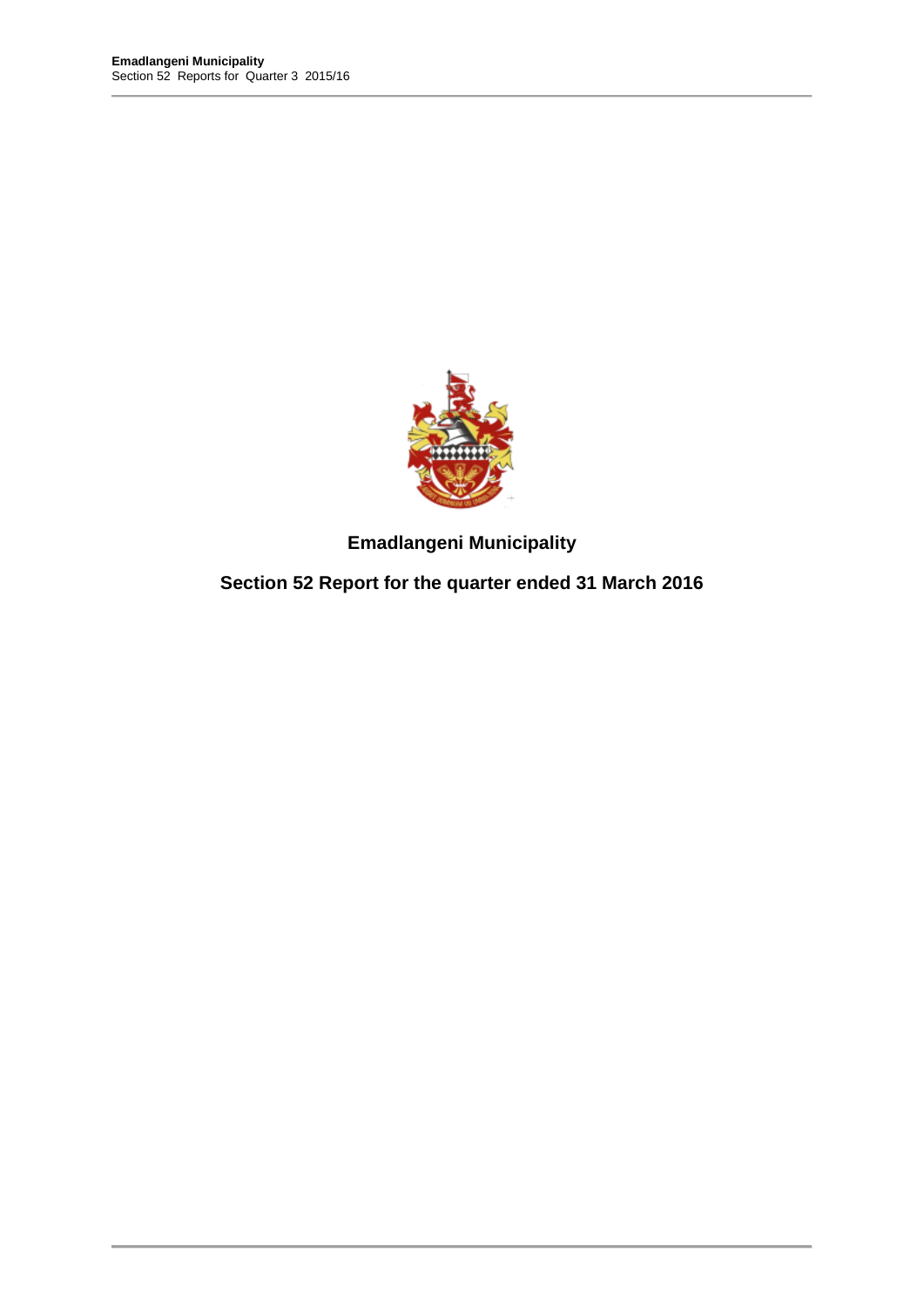# Emadlangeni Municipality

## Section 52 Report for the quarter ended 31 March 2016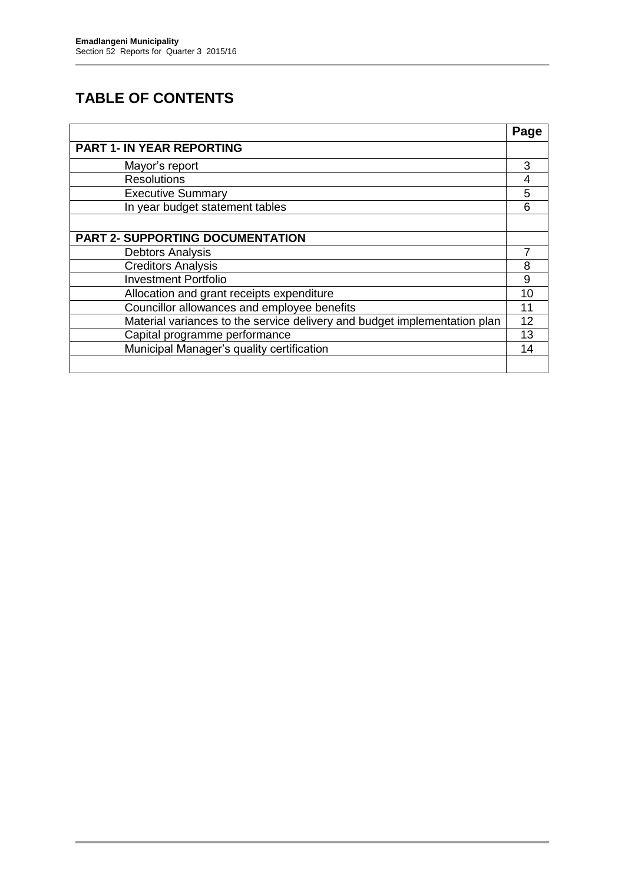# TABLE OF CONTENTS

| | Page |
|---|---|
| **PART 1- IN YEAR REPORTING** | |
| Mayor's report | 3 |
| Resolutions | 4 |
| Executive Summary | 5 |
| In year budget statement tables | 6 |
| | |
| **PART 2- SUPPORTING DOCUMENTATION** | |
| Debtors Analysis | 7 |
| Creditors Analysis | 8 |
| Investment Portfolio | 9 |
| Allocation and grant receipts expenditure | 10 |
| Councillor allowances and employee benefits | 11 |
| Material variances to the service delivery and budget implementation plan | 12 |
| Capital programme performance | 13 |
| Municipal Manager's quality certification | 14 |
| | |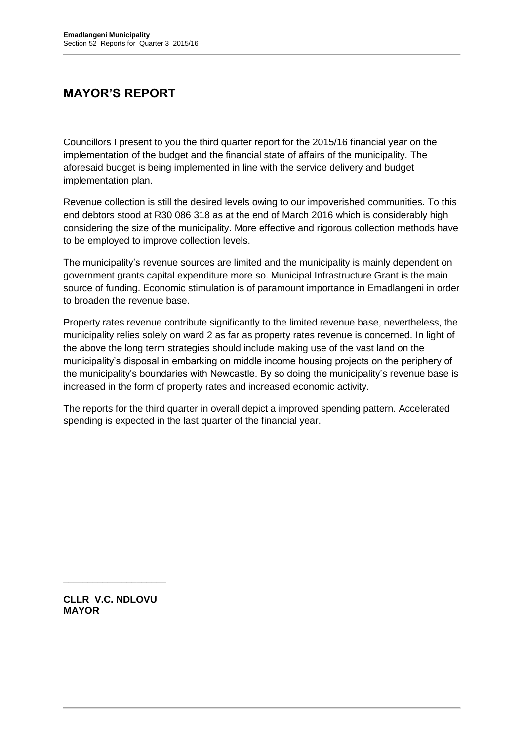# MAYOR'S REPORT

Councillors I present to you the third quarter report for the 2015/16 financial year on the implementation of the budget and the financial state of affairs of the municipality. The aforesaid budget is being implemented in line with the service delivery and budget implementation plan.

Revenue collection is still the desired levels owing to our impoverished communities. To this end debtors stood at R30 086 318 as at the end of March 2016 which is considerably high considering the size of the municipality. More effective and rigorous collection methods have to be employed to improve collection levels.

The municipality's revenue sources are limited and the municipality is mainly dependent on government grants capital expenditure more so. Municipal Infrastructure Grant is the main source of funding. Economic stimulation is of paramount importance in Emadlangeni in order to broaden the revenue base.

Property rates revenue contribute significantly to the limited revenue base, nevertheless, the municipality relies solely on ward 2 as far as property rates revenue is concerned. In light of the above the long term strategies should include making use of the vast land on the municipality's disposal in embarking on middle income housing projects on the periphery of the municipality's boundaries with Newcastle. By so doing the municipality's revenue base is increased in the form of property rates and increased economic activity.

The reports for the third quarter in overall depict a improved spending pattern. Accelerated spending is expected in the last quarter of the financial year.

\_\_\_\_\_\_\_\_\_\_\_\_\_\_\_\_\_\_\_\_

**CLLR V.C. NDLOVU**
**MAYOR**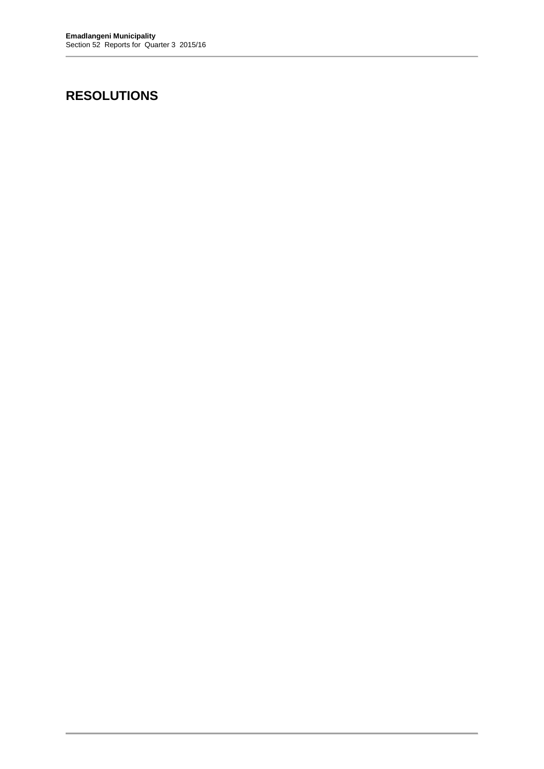# RESOLUTIONS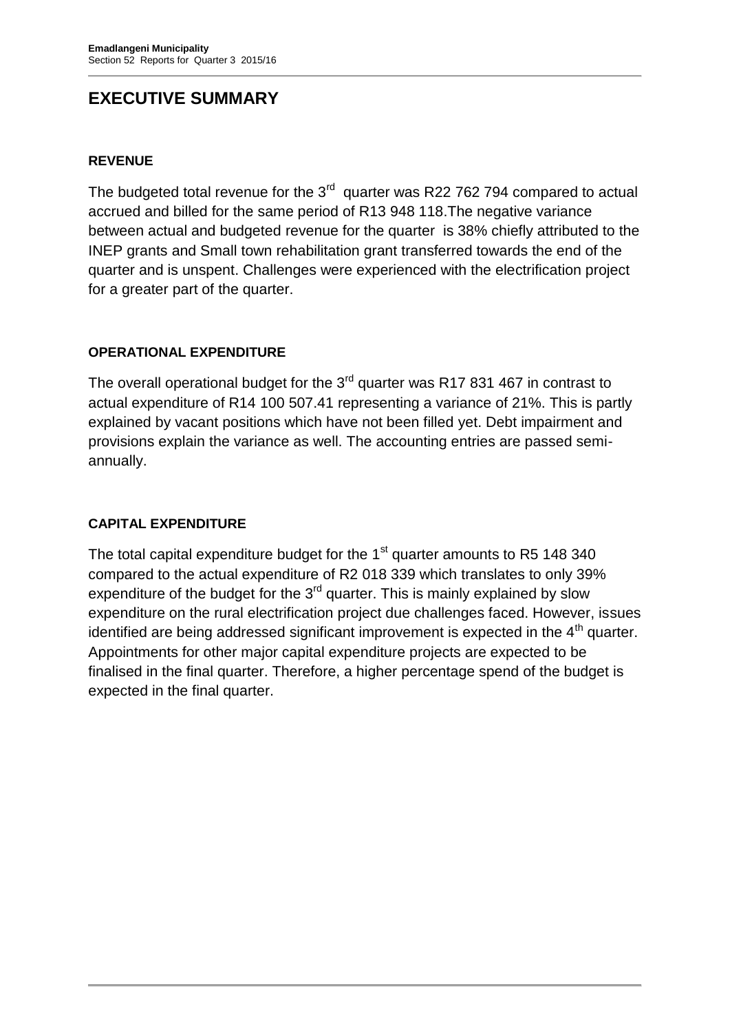# EXECUTIVE SUMMARY

## REVENUE

The budgeted total revenue for the 3rd quarter was R22 762 794 compared to actual accrued and billed for the same period of R13 948 118.The negative variance between actual and budgeted revenue for the quarter is 38% chiefly attributed to the INEP grants and Small town rehabilitation grant transferred towards the end of the quarter and is unspent. Challenges were experienced with the electrification project for a greater part of the quarter.

## OPERATIONAL EXPENDITURE

The overall operational budget for the 3rd quarter was R17 831 467 in contrast to actual expenditure of R14 100 507.41 representing a variance of 21%. This is partly explained by vacant positions which have not been filled yet. Debt impairment and provisions explain the variance as well. The accounting entries are passed semi-annually.

## CAPITAL EXPENDITURE

The total capital expenditure budget for the 1st quarter amounts to R5 148 340 compared to the actual expenditure of R2 018 339 which translates to only 39% expenditure of the budget for the 3rd quarter. This is mainly explained by slow expenditure on the rural electrification project due challenges faced. However, issues identified are being addressed significant improvement is expected in the 4th quarter. Appointments for other major capital expenditure projects are expected to be finalised in the final quarter. Therefore, a higher percentage spend of the budget is expected in the final quarter.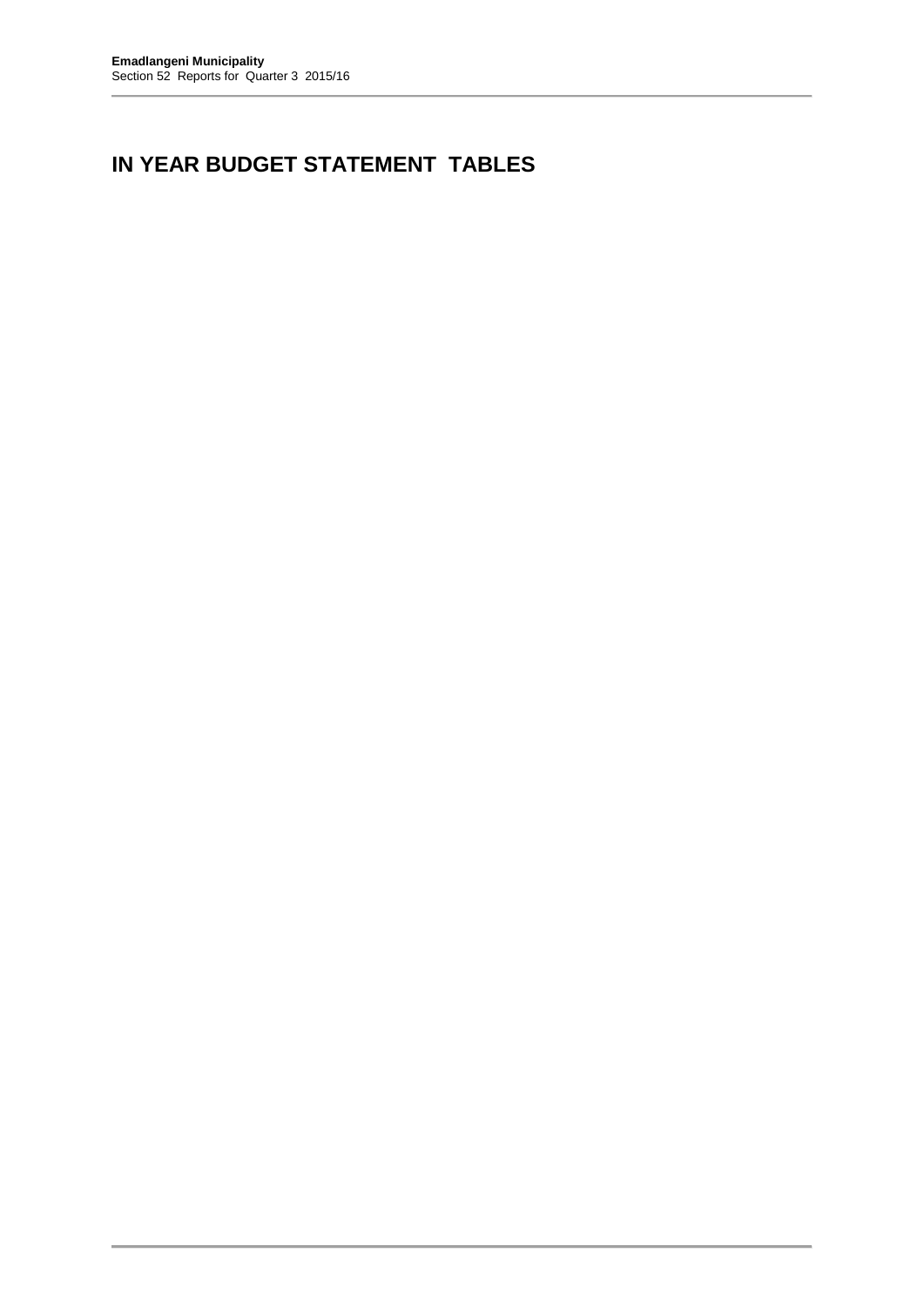# IN YEAR BUDGET STATEMENT TABLES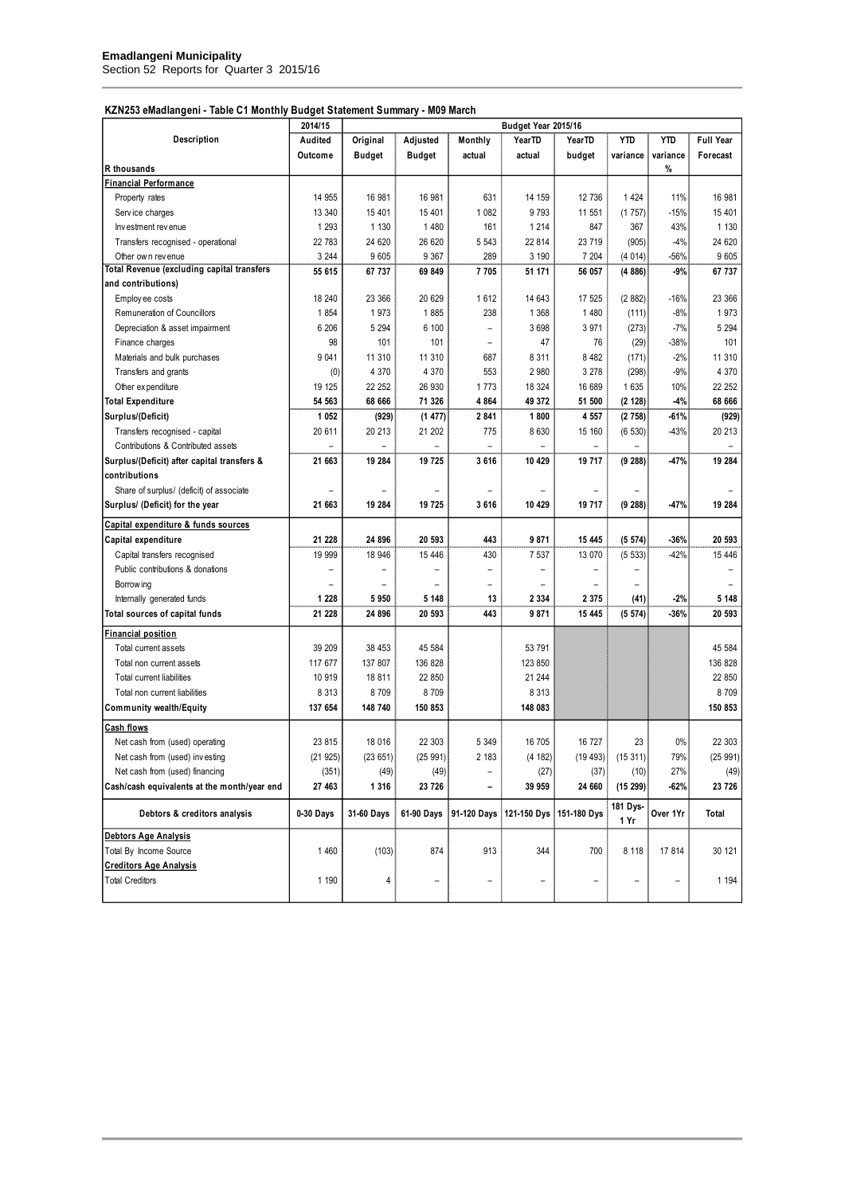**Emadlangeni Municipality**
Section 52 Reports for Quarter 3 2015/16

### KZN253 eMadlangeni - Table C1 Monthly Budget Statement Summary - M09 March

| Description | 2014/15 | Budget Year 2015/16 | | | | | | | |
|---|---|---|---|---|---|---|---|---|---|
| | Audited Outcome | Original Budget | Adjusted Budget | Monthly actual | YearTD actual | YearTD budget | YTD variance | YTD variance | Full Year Forecast |
| R thousands | | | | | | | | % | |
| **Financial Performance** | | | | | | | | | |
| Property rates | 14 955 | 16 981 | 16 981 | 631 | 14 159 | 12 736 | 1 424 | 11% | 16 981 |
| Service charges | 13 340 | 15 401 | 15 401 | 1 082 | 9 793 | 11 551 | (1 757) | -15% | 15 401 |
| Investment revenue | 1 293 | 1 130 | 1 480 | 161 | 1 214 | 847 | 367 | 43% | 1 130 |
| Transfers recognised - operational | 22 783 | 24 620 | 26 620 | 5 543 | 22 814 | 23 719 | (905) | -4% | 24 620 |
| Other own revenue | 3 244 | 9 605 | 9 367 | 289 | 3 190 | 7 204 | (4 014) | -56% | 9 605 |
| **Total Revenue (excluding capital transfers and contributions)** | **55 615** | **67 737** | **69 849** | **7 705** | **51 171** | **56 057** | **(4 886)** | **-9%** | **67 737** |
| Employee costs | 18 240 | 23 366 | 20 629 | 1 612 | 14 643 | 17 525 | (2 882) | -16% | 23 366 |
| Remuneration of Councillors | 1 854 | 1 973 | 1 885 | 238 | 1 368 | 1 480 | (111) | -8% | 1 973 |
| Depreciation & asset impairment | 6 206 | 5 294 | 6 100 | – | 3 698 | 3 971 | (273) | -7% | 5 294 |
| Finance charges | 98 | 101 | 101 | – | 47 | 76 | (29) | -38% | 101 |
| Materials and bulk purchases | 9 041 | 11 310 | 11 310 | 687 | 8 311 | 8 482 | (171) | -2% | 11 310 |
| Transfers and grants | (0) | 4 370 | 4 370 | 553 | 2 980 | 3 278 | (298) | -9% | 4 370 |
| Other expenditure | 19 125 | 22 252 | 26 930 | 1 773 | 18 324 | 16 689 | 1 635 | 10% | 22 252 |
| **Total Expenditure** | **54 563** | **68 666** | **71 326** | **4 864** | **49 372** | **51 500** | **(2 128)** | **-4%** | **68 666** |
| **Surplus/(Deficit)** | **1 052** | **(929)** | **(1 477)** | **2 841** | **1 800** | **4 557** | **(2 758)** | **-61%** | **(929)** |
| Transfers recognised - capital | 20 611 | 20 213 | 21 202 | 775 | 8 630 | 15 160 | (6 530) | -43% | 20 213 |
| Contributions & Contributed assets | – | – | – | – | – | – | – | | – |
| **Surplus/(Deficit) after capital transfers & contributions** | **21 663** | **19 284** | **19 725** | **3 616** | **10 429** | **19 717** | **(9 288)** | **-47%** | **19 284** |
| Share of surplus/ (deficit) of associate | – | – | – | – | – | – | – | | – |
| **Surplus/ (Deficit) for the year** | **21 663** | **19 284** | **19 725** | **3 616** | **10 429** | **19 717** | **(9 288)** | **-47%** | **19 284** |
| **Capital expenditure & funds sources** | | | | | | | | | |
| **Capital expenditure** | **21 228** | **24 896** | **20 593** | **443** | **9 871** | **15 445** | **(5 574)** | **-36%** | **20 593** |
| Capital transfers recognised | 19 999 | 18 946 | 15 446 | 430 | 7 537 | 13 070 | (5 533) | -42% | 15 446 |
| Public contributions & donations | – | – | – | – | – | – | – | | – |
| Borrowing | – | – | – | – | – | – | – | | – |
| Internally generated funds | 1 228 | 5 950 | 5 148 | 13 | 2 334 | 2 375 | (41) | -2% | 5 148 |
| **Total sources of capital funds** | **21 228** | **24 896** | **20 593** | **443** | **9 871** | **15 445** | **(5 574)** | **-36%** | **20 593** |
| **Financial position** | | | | | | | | | |
| Total current assets | 39 209 | 38 453 | 45 584 | | 53 791 | | | | 45 584 |
| Total non current assets | 117 677 | 137 807 | 136 828 | | 123 850 | | | | 136 828 |
| Total current liabilities | 10 919 | 18 811 | 22 850 | | 21 244 | | | | 22 850 |
| Total non current liabilities | 8 313 | 8 709 | 8 709 | | 8 313 | | | | 8 709 |
| **Community wealth/Equity** | **137 654** | **148 740** | **150 853** | | **148 083** | | | | **150 853** |
| **Cash flows** | | | | | | | | | |
| Net cash from (used) operating | 23 815 | 18 016 | 22 303 | 5 349 | 16 705 | 16 727 | 23 | 0% | 22 303 |
| Net cash from (used) investing | (21 925) | (23 651) | (25 991) | 2 183 | (4 182) | (19 493) | (15 311) | 79% | (25 991) |
| Net cash from (used) financing | (351) | (49) | (49) | – | (27) | (37) | (10) | 27% | (49) |
| **Cash/cash equivalents at the month/year end** | **27 463** | **1 316** | **23 726** | **–** | **39 959** | **24 660** | **(15 299)** | **-62%** | **23 726** |
| **Debtors & creditors analysis** | **0-30 Days** | **31-60 Days** | **61-90 Days** | **91-120 Days** | **121-150 Dys** | **151-180 Dys** | **181 Dys-1 Yr** | **Over 1Yr** | **Total** |
| **Debtors Age Analysis** | | | | | | | | | |
| Total By Income Source | 1 460 | (103) | 874 | 913 | 344 | 700 | 8 118 | 17 814 | 30 121 |
| **Creditors Age Analysis** | | | | | | | | | |
| Total Creditors | 1 190 | 4 | – | – | – | – | – | – | 1 194 |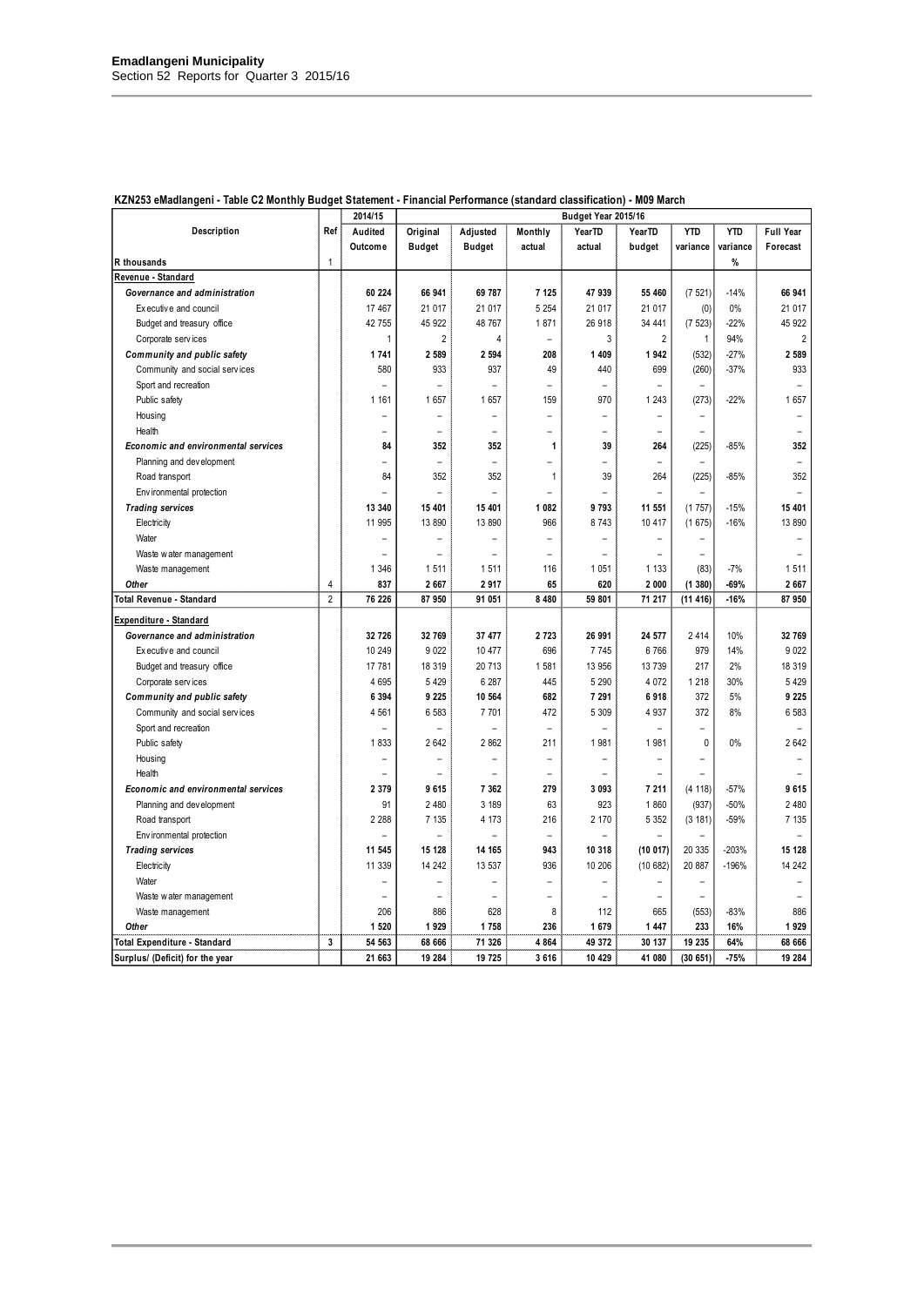**Emadlangeni Municipality**
Section 52 Reports for Quarter 3 2015/16

**KZN253 eMadlangeni - Table C2 Monthly Budget Statement - Financial Performance (standard classification) - M09 March**

| Description | Ref | 2014/15 | Budget Year 2015/16 | | | | | | | |
|---|---|---|---|---|---|---|---|---|---|---|
| | | Audited Outcome | Original Budget | Adjusted Budget | Monthly actual | YearTD actual | YearTD budget | YTD variance | YTD variance | Full Year Forecast |
| R thousands | 1 | | | | | | | | % | |
| **Revenue - Standard** | | | | | | | | | | |
| ***Governance and administration*** | | **60 224** | **66 941** | **69 787** | **7 125** | **47 939** | **55 460** | (7 521) | -14% | **66 941** |
| Executive and council | | 17 467 | 21 017 | 21 017 | 5 254 | 21 017 | 21 017 | (0) | 0% | 21 017 |
| Budget and treasury office | | 42 755 | 45 922 | 48 767 | 1 871 | 26 918 | 34 441 | (7 523) | -22% | 45 922 |
| Corporate services | | 1 | 2 | 4 | – | 3 | 2 | 1 | 94% | 2 |
| ***Community and public safety*** | | **1 741** | **2 589** | **2 594** | **208** | **1 409** | **1 942** | (532) | -27% | **2 589** |
| Community and social services | | 580 | 933 | 937 | 49 | 440 | 699 | (260) | -37% | 933 |
| Sport and recreation | | – | – | – | – | – | – | – | | – |
| Public safety | | 1 161 | 1 657 | 1 657 | 159 | 970 | 1 243 | (273) | -22% | 1 657 |
| Housing | | – | – | – | – | – | – | – | | – |
| Health | | – | – | – | – | – | – | – | | – |
| ***Economic and environmental services*** | | **84** | **352** | **352** | **1** | **39** | **264** | (225) | -85% | **352** |
| Planning and development | | – | – | – | – | – | – | – | | – |
| Road transport | | 84 | 352 | 352 | 1 | 39 | 264 | (225) | -85% | 352 |
| Environmental protection | | – | – | – | – | – | – | – | | – |
| ***Trading services*** | | **13 340** | **15 401** | **15 401** | **1 082** | **9 793** | **11 551** | (1 757) | -15% | **15 401** |
| Electricity | | 11 995 | 13 890 | 13 890 | 966 | 8 743 | 10 417 | (1 675) | -16% | 13 890 |
| Water | | – | – | – | – | – | – | – | | – |
| Waste water management | | – | – | – | – | – | – | – | | – |
| Waste management | | 1 346 | 1 511 | 1 511 | 116 | 1 051 | 1 133 | (83) | -7% | 1 511 |
| ***Other*** | 4 | **837** | **2 667** | **2 917** | **65** | **620** | **2 000** | **(1 380)** | **-69%** | **2 667** |
| **Total Revenue - Standard** | 2 | **76 226** | **87 950** | **91 051** | **8 480** | **59 801** | **71 217** | **(11 416)** | **-16%** | **87 950** |
| **Expenditure - Standard** | | | | | | | | | | |
| ***Governance and administration*** | | **32 726** | **32 769** | **37 477** | **2 723** | **26 991** | **24 577** | 2 414 | 10% | **32 769** |
| Executive and council | | 10 249 | 9 022 | 10 477 | 696 | 7 745 | 6 766 | 979 | 14% | 9 022 |
| Budget and treasury office | | 17 781 | 18 319 | 20 713 | 1 581 | 13 956 | 13 739 | 217 | 2% | 18 319 |
| Corporate services | | 4 695 | 5 429 | 6 287 | 445 | 5 290 | 4 072 | 1 218 | 30% | 5 429 |
| ***Community and public safety*** | | **6 394** | **9 225** | **10 564** | **682** | **7 291** | **6 918** | 372 | 5% | **9 225** |
| Community and social services | | 4 561 | 6 583 | 7 701 | 472 | 5 309 | 4 937 | 372 | 8% | 6 583 |
| Sport and recreation | | – | – | – | – | – | – | – | | – |
| Public safety | | 1 833 | 2 642 | 2 862 | 211 | 1 981 | 1 981 | 0 | 0% | 2 642 |
| Housing | | – | – | – | – | – | – | – | | – |
| Health | | – | – | – | – | – | – | – | | – |
| ***Economic and environmental services*** | | **2 379** | **9 615** | **7 362** | **279** | **3 093** | **7 211** | (4 118) | -57% | **9 615** |
| Planning and development | | 91 | 2 480 | 3 189 | 63 | 923 | 1 860 | (937) | -50% | 2 480 |
| Road transport | | 2 288 | 7 135 | 4 173 | 216 | 2 170 | 5 352 | (3 181) | -59% | 7 135 |
| Environmental protection | | – | – | – | – | – | – | – | | – |
| ***Trading services*** | | **11 545** | **15 128** | **14 165** | **943** | **10 318** | **(10 017)** | 20 335 | -203% | **15 128** |
| Electricity | | 11 339 | 14 242 | 13 537 | 936 | 10 206 | (10 682) | 20 887 | -196% | 14 242 |
| Water | | – | – | – | – | – | – | – | | – |
| Waste water management | | – | – | – | – | – | – | – | | – |
| Waste management | | 206 | 886 | 628 | 8 | 112 | 665 | (553) | -83% | 886 |
| ***Other*** | | **1 520** | **1 929** | **1 758** | **236** | **1 679** | **1 447** | **233** | **16%** | **1 929** |
| **Total Expenditure - Standard** | 3 | **54 563** | **68 666** | **71 326** | **4 864** | **49 372** | **30 137** | **19 235** | **64%** | **68 666** |
| **Surplus/ (Deficit) for the year** | | **21 663** | **19 284** | **19 725** | **3 616** | **10 429** | **41 080** | **(30 651)** | **-75%** | **19 284** |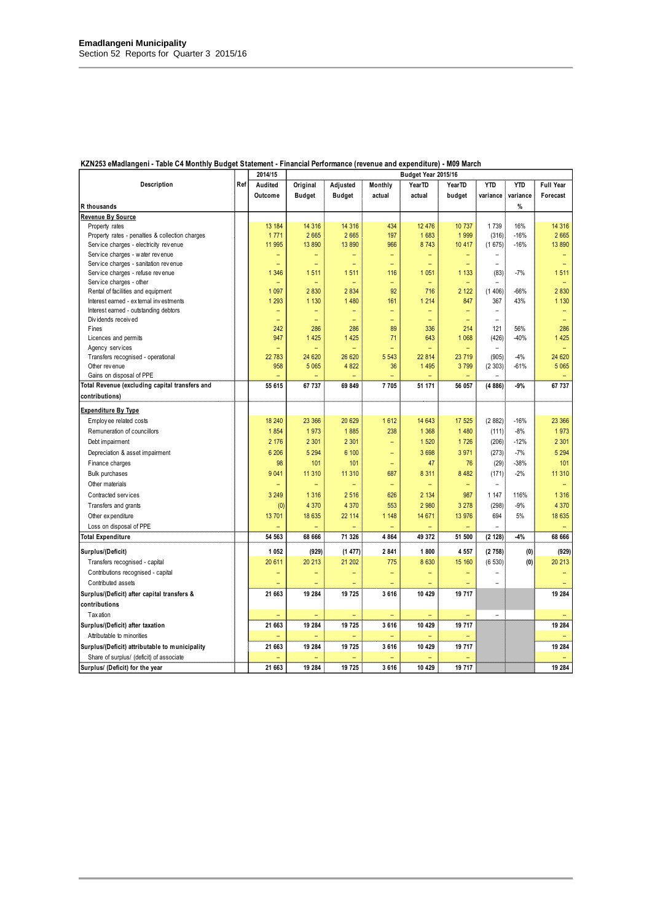**Emadlangeni Municipality**
Section 52 Reports for Quarter 3 2015/16

**KZN253 eMadlangeni - Table C4 Monthly Budget Statement - Financial Performance (revenue and expenditure) - M09 March**

| Description | Ref | 2014/15 | Budget Year 2015/16 | | | | | | | |
|---|---|---|---|---|---|---|---|---|---|---|
| | | Audited Outcome | Original Budget | Adjusted Budget | Monthly actual | YearTD actual | YearTD budget | YTD variance | YTD variance | Full Year Forecast |
| R thousands | | | | | | | | | % | |
| **Revenue By Source** | | | | | | | | | | |
| Property rates | | 13 184 | 14 316 | 14 316 | 434 | 12 476 | 10 737 | 1 739 | 16% | 14 316 |
| Property rates - penalties & collection charges | | 1 771 | 2 665 | 2 665 | 197 | 1 683 | 1 999 | (316) | -16% | 2 665 |
| Service charges - electricity revenue | | 11 995 | 13 890 | 13 890 | 966 | 8 743 | 10 417 | (1 675) | -16% | 13 890 |
| Service charges - water revenue | | – | – | – | – | – | – | – | | – |
| Service charges - sanitation revenue | | – | – | – | – | – | – | – | | – |
| Service charges - refuse revenue | | 1 346 | 1 511 | 1 511 | 116 | 1 051 | 1 133 | (83) | -7% | 1 511 |
| Service charges - other | | – | – | – | – | – | – | – | | – |
| Rental of facilities and equipment | | 1 097 | 2 830 | 2 834 | 92 | 716 | 2 122 | (1 406) | -66% | 2 830 |
| Interest earned - external investments | | 1 293 | 1 130 | 1 480 | 161 | 1 214 | 847 | 367 | 43% | 1 130 |
| Interest earned - outstanding debtors | | – | – | – | – | – | – | – | | – |
| Dividends received | | – | – | – | – | – | – | – | | – |
| Fines | | 242 | 286 | 286 | 89 | 336 | 214 | 121 | 56% | 286 |
| Licences and permits | | 947 | 1 425 | 1 425 | 71 | 643 | 1 068 | (426) | -40% | 1 425 |
| Agency services | | – | – | – | – | – | – | – | | – |
| Transfers recognised - operational | | 22 783 | 24 620 | 26 620 | 5 543 | 22 814 | 23 719 | (905) | -4% | 24 620 |
| Other revenue | | 958 | 5 065 | 4 822 | 36 | 1 495 | 3 799 | (2 303) | -61% | 5 065 |
| Gains on disposal of PPE | | – | – | – | – | – | – | – | | – |
| **Total Revenue (excluding capital transfers and contributions)** | | **55 615** | **67 737** | **69 849** | **7 705** | **51 171** | **56 057** | **(4 886)** | **-9%** | **67 737** |
| **Expenditure By Type** | | | | | | | | | | |
| Employee related costs | | 18 240 | 23 366 | 20 629 | 1 612 | 14 643 | 17 525 | (2 882) | -16% | 23 366 |
| Remuneration of councillors | | 1 854 | 1 973 | 1 885 | 238 | 1 368 | 1 480 | (111) | -8% | 1 973 |
| Debt impairment | | 2 176 | 2 301 | 2 301 | – | 1 520 | 1 726 | (206) | -12% | 2 301 |
| Depreciation & asset impairment | | 6 206 | 5 294 | 6 100 | – | 3 698 | 3 971 | (273) | -7% | 5 294 |
| Finance charges | | 98 | 101 | 101 | – | 47 | 76 | (29) | -38% | 101 |
| Bulk purchases | | 9 041 | 11 310 | 11 310 | 687 | 8 311 | 8 482 | (171) | -2% | 11 310 |
| Other materials | | – | – | – | – | – | – | – | | – |
| Contracted services | | 3 249 | 1 316 | 2 516 | 626 | 2 134 | 987 | 1 147 | 116% | 1 316 |
| Transfers and grants | | (0) | 4 370 | 4 370 | 553 | 2 980 | 3 278 | (298) | -9% | 4 370 |
| Other expenditure | | 13 701 | 18 635 | 22 114 | 1 148 | 14 671 | 13 976 | 694 | 5% | 18 635 |
| Loss on disposal of PPE | | – | – | – | – | – | – | – | | – |
| **Total Expenditure** | | **54 563** | **68 666** | **71 326** | **4 864** | **49 372** | **51 500** | **(2 128)** | **-4%** | **68 666** |
| **Surplus/(Deficit)** | | **1 052** | **(929)** | **(1 477)** | **2 841** | **1 800** | **4 557** | **(2 758)** | **(0)** | **(929)** |
| Transfers recognised - capital | | 20 611 | 20 213 | 21 202 | 775 | 8 630 | 15 160 | (6 530) | (0) | 20 213 |
| Contributions recognised - capital | | – | – | – | – | – | – | – | | – |
| Contributed assets | | – | – | – | – | – | – | – | | – |
| **Surplus/(Deficit) after capital transfers & contributions** | | **21 663** | **19 284** | **19 725** | **3 616** | **10 429** | **19 717** | | | **19 284** |
| Taxation | | – | – | – | – | – | – | – | | – |
| **Surplus/(Deficit) after taxation** | | **21 663** | **19 284** | **19 725** | **3 616** | **10 429** | **19 717** | | | **19 284** |
| Attributable to minorities | | – | – | – | – | – | – | | | – |
| **Surplus/(Deficit) attributable to municipality** | | **21 663** | **19 284** | **19 725** | **3 616** | **10 429** | **19 717** | | | **19 284** |
| Share of surplus/ (deficit) of associate | | – | – | – | – | – | – | | | – |
| **Surplus/ (Deficit) for the year** | | **21 663** | **19 284** | **19 725** | **3 616** | **10 429** | **19 717** | | | **19 284** |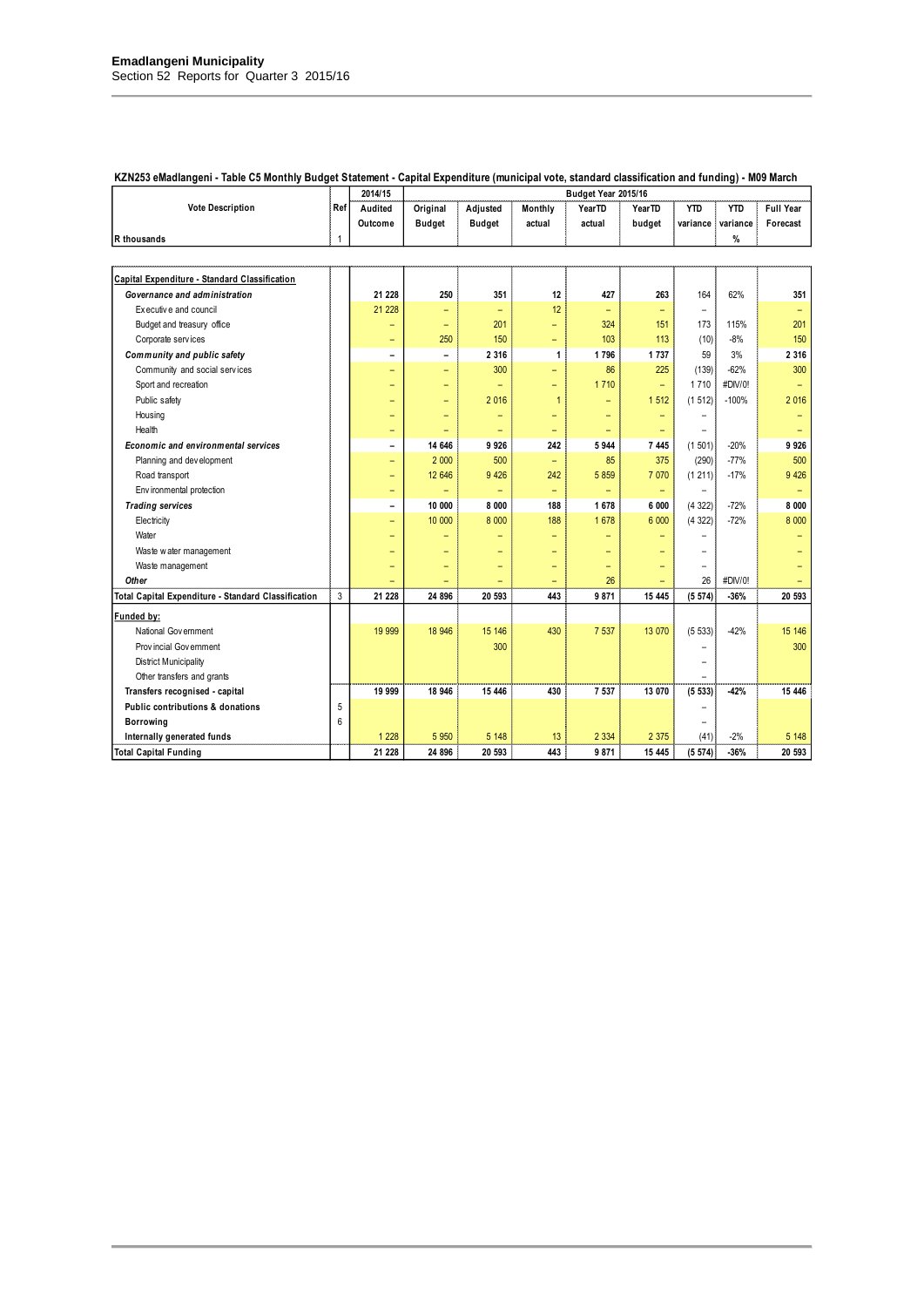**KZN253 eMadlangeni - Table C5 Monthly Budget Statement - Capital Expenditure (municipal vote, standard classification and funding) - M09 March**

| Vote Description | Ref | 2014/15 | Budget Year 2015/16 | | | | | | | |
|---|---|---|---|---|---|---|---|---|---|---|
| | | Audited Outcome | Original Budget | Adjusted Budget | Monthly actual | YearTD actual | YearTD budget | YTD variance | YTD variance % | Full Year Forecast |
| R thousands | 1 | | | | | | | | | |
| **Capital Expenditure - Standard Classification** | | | | | | | | | | |
| ***Governance and administration*** | | **21 228** | **250** | **351** | **12** | **427** | **263** | 164 | 62% | **351** |
| Executive and council | | 21 228 | – | – | 12 | – | – | – | | – |
| Budget and treasury office | | – | – | 201 | – | 324 | 151 | 173 | 115% | 201 |
| Corporate services | | – | 250 | 150 | – | 103 | 113 | (10) | -8% | 150 |
| ***Community and public safety*** | | **–** | **–** | **2 316** | **1** | **1 796** | **1 737** | 59 | 3% | **2 316** |
| Community and social services | | – | – | 300 | – | 86 | 225 | (139) | -62% | 300 |
| Sport and recreation | | – | – | – | – | 1 710 | – | 1 710 | #DIV/0! | – |
| Public safety | | – | – | 2 016 | 1 | – | 1 512 | (1 512) | -100% | 2 016 |
| Housing | | – | – | – | – | – | – | – | | – |
| Health | | – | – | – | – | – | – | – | | – |
| ***Economic and environmental services*** | | **–** | **14 646** | **9 926** | **242** | **5 944** | **7 445** | (1 501) | -20% | **9 926** |
| Planning and development | | – | 2 000 | 500 | – | 85 | 375 | (290) | -77% | 500 |
| Road transport | | – | 12 646 | 9 426 | 242 | 5 859 | 7 070 | (1 211) | -17% | 9 426 |
| Environmental protection | | – | – | – | – | – | – | – | | – |
| ***Trading services*** | | **–** | **10 000** | **8 000** | **188** | **1 678** | **6 000** | (4 322) | -72% | **8 000** |
| Electricity | | – | 10 000 | 8 000 | 188 | 1 678 | 6 000 | (4 322) | -72% | 8 000 |
| Water | | – | – | – | – | – | – | – | | – |
| Waste water management | | – | – | – | – | – | – | – | | – |
| Waste management | | – | – | – | – | – | – | – | | – |
| ***Other*** | | – | – | – | – | 26 | – | 26 | #DIV/0! | – |
| **Total Capital Expenditure - Standard Classification** | 3 | **21 228** | **24 896** | **20 593** | **443** | **9 871** | **15 445** | **(5 574)** | **-36%** | **20 593** |
| **Funded by:** | | | | | | | | | | |
| National Government | | 19 999 | 18 946 | 15 146 | 430 | 7 537 | 13 070 | (5 533) | -42% | 15 146 |
| Provincial Government | | | | 300 | | | | – | | 300 |
| District Municipality | | | | | | | | – | | |
| Other transfers and grants | | | | | | | | – | | |
| **Transfers recognised - capital** | | **19 999** | **18 946** | **15 446** | **430** | **7 537** | **13 070** | **(5 533)** | **-42%** | **15 446** |
| **Public contributions & donations** | 5 | | | | | | | – | | |
| **Borrowing** | 6 | | | | | | | – | | |
| **Internally generated funds** | | 1 228 | 5 950 | 5 148 | 13 | 2 334 | 2 375 | (41) | -2% | 5 148 |
| **Total Capital Funding** | | **21 228** | **24 896** | **20 593** | **443** | **9 871** | **15 445** | **(5 574)** | **-36%** | **20 593** |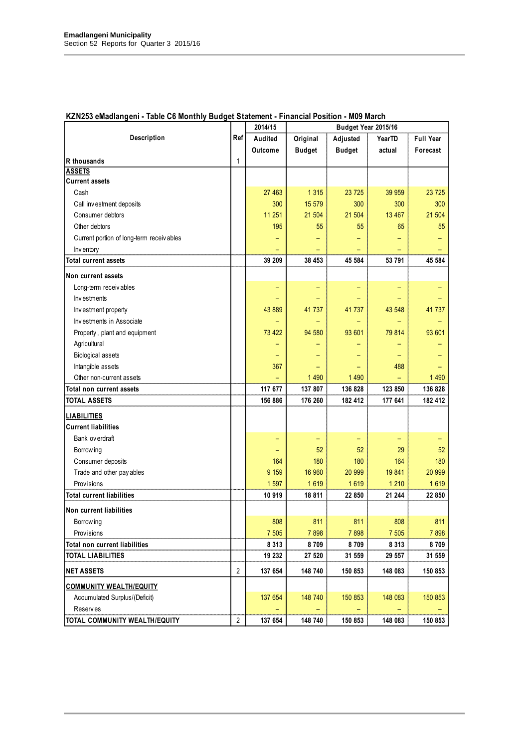**Emadlangeni Municipality**
Section 52 Reports for Quarter 3 2015/16

## KZN253 eMadlangeni - Table C6 Monthly Budget Statement - Financial Position - M09 March

| Description | Ref | 2014/15 | Budget Year 2015/16 | | | |
|---|---|---|---|---|---|---|
| | | Audited Outcome | Original Budget | Adjusted Budget | YearTD actual | Full Year Forecast |
| R thousands | 1 | | | | | |
| **ASSETS** | | | | | | |
| **Current assets** | | | | | | |
| Cash | | 27 463 | 1 315 | 23 725 | 39 959 | 23 725 |
| Call investment deposits | | 300 | 15 579 | 300 | 300 | 300 |
| Consumer debtors | | 11 251 | 21 504 | 21 504 | 13 467 | 21 504 |
| Other debtors | | 195 | 55 | 55 | 65 | 55 |
| Current portion of long-term receivables | | – | – | – | – | – |
| Inventory | | – | – | – | – | – |
| **Total current assets** | | **39 209** | **38 453** | **45 584** | **53 791** | **45 584** |
| **Non current assets** | | | | | | |
| Long-term receivables | | – | – | – | – | – |
| Investments | | – | – | – | – | – |
| Investment property | | 43 889 | 41 737 | 41 737 | 43 548 | 41 737 |
| Investments in Associate | | – | – | – | – | – |
| Property, plant and equipment | | 73 422 | 94 580 | 93 601 | 79 814 | 93 601 |
| Agricultural | | – | – | – | – | – |
| Biological assets | | – | – | – | – | – |
| Intangible assets | | 367 | – | – | 488 | – |
| Other non-current assets | | – | 1 490 | 1 490 | – | 1 490 |
| **Total non current assets** | | **117 677** | **137 807** | **136 828** | **123 850** | **136 828** |
| **TOTAL ASSETS** | | **156 886** | **176 260** | **182 412** | **177 641** | **182 412** |
| **LIABILITIES** | | | | | | |
| **Current liabilities** | | | | | | |
| Bank overdraft | | – | – | – | – | – |
| Borrowing | | – | 52 | 52 | 29 | 52 |
| Consumer deposits | | 164 | 180 | 180 | 164 | 180 |
| Trade and other payables | | 9 159 | 16 960 | 20 999 | 19 841 | 20 999 |
| Provisions | | 1 597 | 1 619 | 1 619 | 1 210 | 1 619 |
| **Total current liabilities** | | **10 919** | **18 811** | **22 850** | **21 244** | **22 850** |
| **Non current liabilities** | | | | | | |
| Borrowing | | 808 | 811 | 811 | 808 | 811 |
| Provisions | | 7 505 | 7 898 | 7 898 | 7 505 | 7 898 |
| **Total non current liabilities** | | **8 313** | **8 709** | **8 709** | **8 313** | **8 709** |
| **TOTAL LIABILITIES** | | **19 232** | **27 520** | **31 559** | **29 557** | **31 559** |
| **NET ASSETS** | 2 | **137 654** | **148 740** | **150 853** | **148 083** | **150 853** |
| **COMMUNITY WEALTH/EQUITY** | | | | | | |
| Accumulated Surplus/(Deficit) | | 137 654 | 148 740 | 150 853 | 148 083 | 150 853 |
| Reserves | | – | – | – | – | – |
| **TOTAL COMMUNITY WEALTH/EQUITY** | 2 | **137 654** | **148 740** | **150 853** | **148 083** | **150 853** |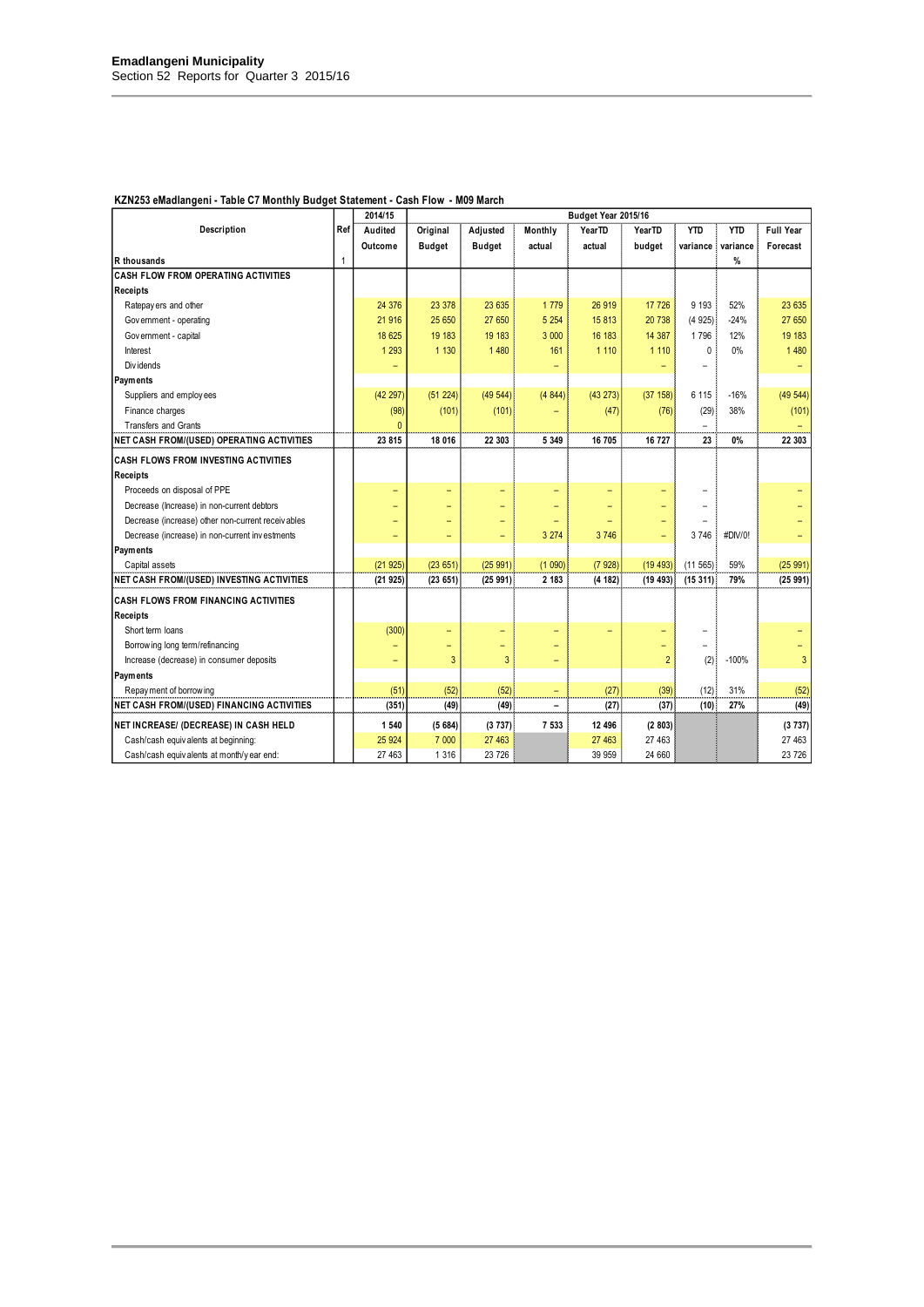**Emadlangeni Municipality**
Section 52 Reports for Quarter 3 2015/16

**KZN253 eMadlangeni - Table C7 Monthly Budget Statement - Cash Flow - M09 March**

| Description | Ref | 2014/15 | Budget Year 2015/16 | | | | | | | |
|---|---|---|---|---|---|---|---|---|---|---|
| | | Audited Outcome | Original Budget | Adjusted Budget | Monthly actual | YearTD actual | YearTD budget | YTD variance | YTD variance | Full Year Forecast |
| R thousands | 1 | | | | | | | | % | |
| **CASH FLOW FROM OPERATING ACTIVITIES** | | | | | | | | | | |
| **Receipts** | | | | | | | | | | |
| Ratepayers and other | | 24 376 | 23 378 | 23 635 | 1 779 | 26 919 | 17 726 | 9 193 | 52% | 23 635 |
| Government - operating | | 21 916 | 25 650 | 27 650 | 5 254 | 15 813 | 20 738 | (4 925) | -24% | 27 650 |
| Government - capital | | 18 625 | 19 183 | 19 183 | 3 000 | 16 183 | 14 387 | 1 796 | 12% | 19 183 |
| Interest | | 1 293 | 1 130 | 1 480 | 161 | 1 110 | 1 110 | 0 | 0% | 1 480 |
| Dividends | | – | | | – | | – | – | | – |
| **Payments** | | | | | | | | | | |
| Suppliers and employees | | (42 297) | (51 224) | (49 544) | (4 844) | (43 273) | (37 158) | 6 115 | -16% | (49 544) |
| Finance charges | | (98) | (101) | (101) | – | (47) | (76) | (29) | 38% | (101) |
| Transfers and Grants | | 0 | | | | | | – | | – |
| **NET CASH FROM/(USED) OPERATING ACTIVITIES** | | **23 815** | **18 016** | **22 303** | **5 349** | **16 705** | **16 727** | **23** | **0%** | **22 303** |
| **CASH FLOWS FROM INVESTING ACTIVITIES** | | | | | | | | | | |
| **Receipts** | | | | | | | | | | |
| Proceeds on disposal of PPE | | – | – | – | – | – | – | – | | – |
| Decrease (Increase) in non-current debtors | | – | – | – | – | – | – | – | | – |
| Decrease (increase) other non-current receivables | | – | – | – | – | – | – | – | | – |
| Decrease (increase) in non-current investments | | – | – | – | 3 274 | 3 746 | – | 3 746 | #DIV/0! | – |
| **Payments** | | | | | | | | | | |
| Capital assets | | (21 925) | (23 651) | (25 991) | (1 090) | (7 928) | (19 493) | (11 565) | 59% | (25 991) |
| **NET CASH FROM/(USED) INVESTING ACTIVITIES** | | **(21 925)** | **(23 651)** | **(25 991)** | **2 183** | **(4 182)** | **(19 493)** | **(15 311)** | **79%** | **(25 991)** |
| **CASH FLOWS FROM FINANCING ACTIVITIES** | | | | | | | | | | |
| **Receipts** | | | | | | | | | | |
| Short term loans | | (300) | – | – | – | – | – | – | | – |
| Borrowing long term/refinancing | | – | – | – | – | | – | – | | – |
| Increase (decrease) in consumer deposits | | – | 3 | 3 | – | | 2 | (2) | -100% | 3 |
| **Payments** | | | | | | | | | | |
| Repayment of borrowing | | (51) | (52) | (52) | – | (27) | (39) | (12) | 31% | (52) |
| **NET CASH FROM/(USED) FINANCING ACTIVITIES** | | **(351)** | **(49)** | **(49)** | **–** | **(27)** | **(37)** | **(10)** | **27%** | **(49)** |
| **NET INCREASE/ (DECREASE) IN CASH HELD** | | **1 540** | **(5 684)** | **(3 737)** | **7 533** | **12 496** | **(2 803)** | | | **(3 737)** |
| Cash/cash equivalents at beginning: | | 25 924 | 7 000 | 27 463 | | 27 463 | 27 463 | | | 27 463 |
| Cash/cash equivalents at month/year end: | | 27 463 | 1 316 | 23 726 | | 39 959 | 24 660 | | | 23 726 |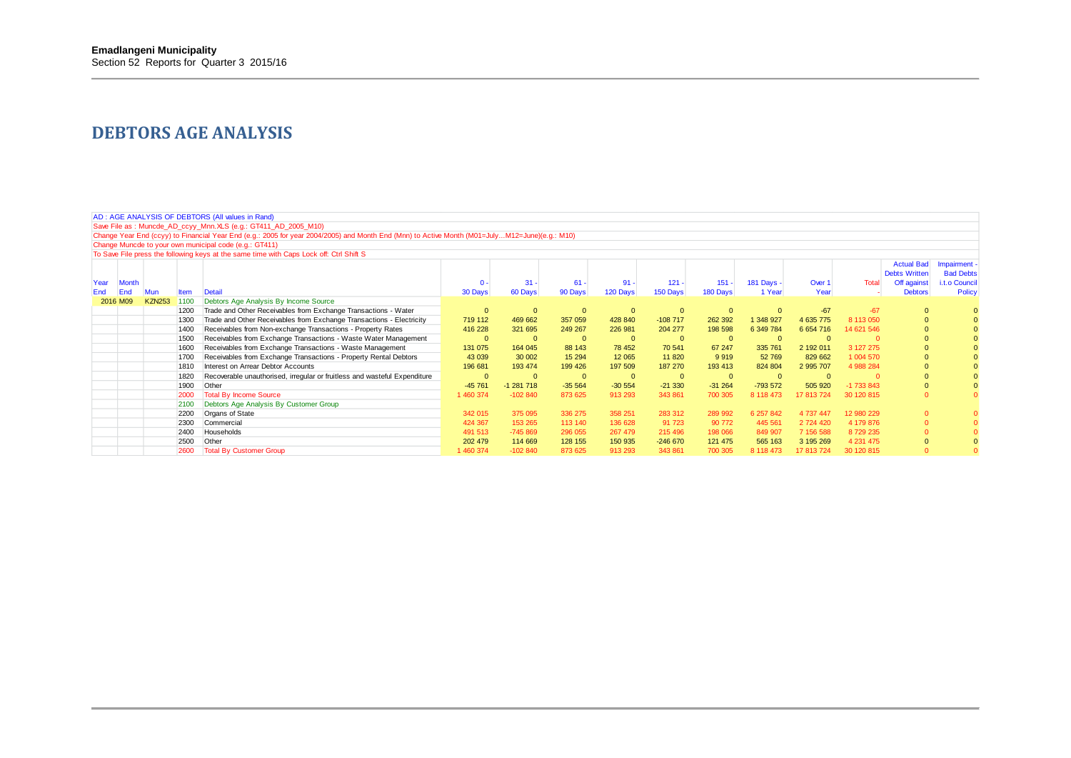**Emadlangeni Municipality**
Section 52 Reports for Quarter 3 2015/16

# DEBTORS AGE ANALYSIS

AD : AGE ANALYSIS OF DEBTORS (All values in Rand)
Save File as : Muncde_AD_ccyy_Mnn.XLS (e.g.: GT411_AD_2005_M10)
Change Year End (ccyy) to Financial Year End (e.g.: 2005 for year 2004/2005) and Month End (Mnn) to Active Month (M01=July...M12=June)(e.g.: M10)
Change Muncde to your own municipal code (e.g.: GT411)
To Save File press the following keys at the same time with Caps Lock off: Ctrl Shift S

| Year End | Month End | Mun | Item | Detail | 0 - 30 Days | 31 - 60 Days | 61 - 90 Days | 91 - 120 Days | 121 - 150 Days | 151 - 180 Days | 181 Days - 1 Year | Over 1 Year | Total - | Actual Bad Debts Written Off against Debtors | Impairment - Bad Debts i.t.o Council Policy |
|---|---|---|---|---|---|---|---|---|---|---|---|---|---|---|---|
| 2016 | M09 | KZN253 | 1100 | Debtors Age Analysis By Income Source | | | | | | | | | | | |
| | | | 1200 | Trade and Other Receivables from Exchange Transactions - Water | 0 | 0 | 0 | 0 | 0 | 0 | 0 | -67 | -67 | 0 | 0 |
| | | | 1300 | Trade and Other Receivables from Exchange Transactions - Electricity | 719 112 | 469 662 | 357 059 | 428 840 | -108 717 | 262 392 | 1 348 927 | 4 635 775 | 8 113 050 | 0 | 0 |
| | | | 1400 | Receivables from Non-exchange Transactions - Property Rates | 416 228 | 321 695 | 249 267 | 226 981 | 204 277 | 198 598 | 6 349 784 | 6 654 716 | 14 621 546 | 0 | 0 |
| | | | 1500 | Receivables from Exchange Transactions - Waste Water Management | 0 | 0 | 0 | 0 | 0 | 0 | 0 | 0 | 0 | 0 | 0 |
| | | | 1600 | Receivables from Exchange Transactions - Waste Management | 131 075 | 164 045 | 88 143 | 78 452 | 70 541 | 67 247 | 335 761 | 2 192 011 | 3 127 275 | 0 | 0 |
| | | | 1700 | Receivables from Exchange Transactions - Property Rental Debtors | 43 039 | 30 002 | 15 294 | 12 065 | 11 820 | 9 919 | 52 769 | 829 662 | 1 004 570 | 0 | 0 |
| | | | 1810 | Interest on Arrear Debtor Accounts | 196 681 | 193 474 | 199 426 | 197 509 | 187 270 | 193 413 | 824 804 | 2 995 707 | 4 988 284 | 0 | 0 |
| | | | 1820 | Recoverable unauthorised, irregular or fruitless and wasteful Expenditure | 0 | 0 | 0 | 0 | 0 | 0 | 0 | 0 | 0 | 0 | 0 |
| | | | 1900 | Other | -45 761 | -1 281 718 | -35 564 | -30 554 | -21 330 | -31 264 | -793 572 | 505 920 | -1 733 843 | 0 | 0 |
| | | | 2000 | Total By Income Source | 1 460 374 | -102 840 | 873 625 | 913 293 | 343 861 | 700 305 | 8 118 473 | 17 813 724 | 30 120 815 | 0 | 0 |
| | | | 2100 | Debtors Age Analysis By Customer Group | | | | | | | | | | | |
| | | | 2200 | Organs of State | 342 015 | 375 095 | 336 275 | 358 251 | 283 312 | 289 992 | 6 257 842 | 4 737 447 | 12 980 229 | 0 | 0 |
| | | | 2300 | Commercial | 424 367 | 153 265 | 113 140 | 136 628 | 91 723 | 90 772 | 445 561 | 2 724 420 | 4 179 876 | 0 | 0 |
| | | | 2400 | Households | 491 513 | -745 869 | 296 055 | 267 479 | 215 496 | 198 066 | 849 907 | 7 156 588 | 8 729 235 | 0 | 0 |
| | | | 2500 | Other | 202 479 | 114 669 | 128 155 | 150 935 | -246 670 | 121 475 | 565 163 | 3 195 269 | 4 231 475 | 0 | 0 |
| | | | 2600 | Total By Customer Group | 1 460 374 | -102 840 | 873 625 | 913 293 | 343 861 | 700 305 | 8 118 473 | 17 813 724 | 30 120 815 | 0 | 0 |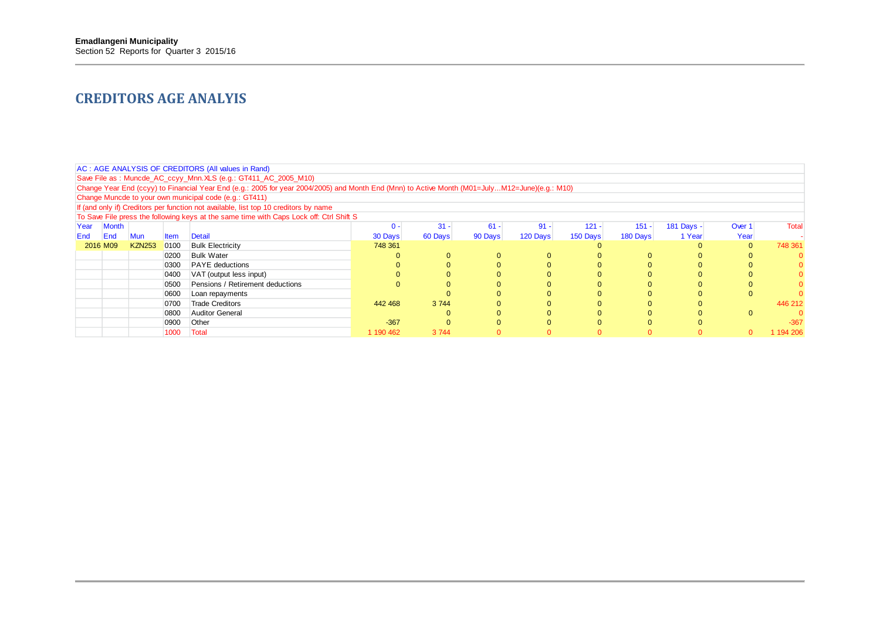## CREDITORS AGE ANALYIS

| AC : AGE ANALYSIS OF CREDITORS (All values in Rand) | | | | | | | | | | | | | |
|---|---|---|---|---|---|---|---|---|---|---|---|---|---|
| Save File as : Muncde_AC_ccyy_Mnn.XLS (e.g.: GT411_AC_2005_M10) | | | | | | | | | | | | | |
| Change Year End (ccyy) to Financial Year End (e.g.: 2005 for year 2004/2005) and Month End (Mnn) to Active Month (M01=July...M12=June)(e.g.: M10) | | | | | | | | | | | | | |
| Change Muncde to your own municipal code (e.g.: GT411) | | | | | | | | | | | | | |
| If (and only if) Creditors per function not available, list top 10 creditors by name | | | | | | | | | | | | | |
| To Save File press the following keys at the same time with Caps Lock off: Ctrl Shift S | | | | | | | | | | | | | |
| Year End | Month End | Mun | Item | Detail | 0 - 30 Days | 31 - 60 Days | 61 - 90 Days | 91 - 120 Days | 121 - 150 Days | 151 - 180 Days | 181 Days - 1 Year | Over 1 Year | Total - |
| 2016 | M09 | KZN253 | 0100 | Bulk Electricity | 748 361 | | | | 0 | | 0 | 0 | 748 361 |
| | | | 0200 | Bulk Water | 0 | 0 | 0 | 0 | 0 | 0 | 0 | 0 | 0 |
| | | | 0300 | PAYE deductions | 0 | 0 | 0 | 0 | 0 | 0 | 0 | 0 | 0 |
| | | | 0400 | VAT (output less input) | 0 | 0 | 0 | 0 | 0 | 0 | 0 | 0 | 0 |
| | | | 0500 | Pensions / Retirement deductions | 0 | 0 | 0 | 0 | 0 | 0 | 0 | 0 | 0 |
| | | | 0600 | Loan repayments | | 0 | 0 | 0 | 0 | 0 | 0 | 0 | 0 |
| | | | 0700 | Trade Creditors | 442 468 | 3 744 | 0 | 0 | 0 | 0 | 0 | | 446 212 |
| | | | 0800 | Auditor General | | 0 | 0 | 0 | 0 | 0 | 0 | 0 | 0 |
| | | | 0900 | Other | -367 | 0 | 0 | 0 | 0 | 0 | 0 | | -367 |
| | | | 1000 | Total | 1 190 462 | 3 744 | 0 | 0 | 0 | 0 | 0 | 0 | 1 194 206 |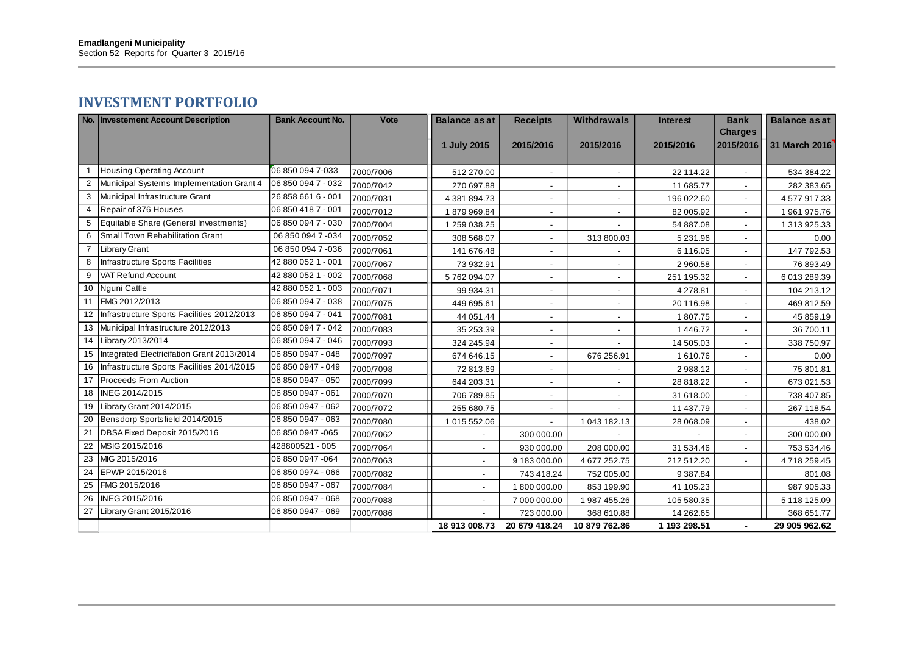**Emadlangeni Municipality**
Section 52 Reports for Quarter 3 2015/16

## INVESTMENT PORTFOLIO

| No. | Investement Account Description | Bank Account No. | Vote | Balance as at 1 July 2015 | Receipts 2015/2016 | Withdrawals 2015/2016 | Interest 2015/2016 | Bank Charges 2015/2016 | Balance as at 31 March 2016 |
|---|---|---|---|---|---|---|---|---|---|
| 1 | Housing Operating Account | 06 850 094 7-033 | 7000/7006 | 512 270.00 | - | - | 22 114.22 | - | 534 384.22 |
| 2 | Municipal Systems Implementation Grant 4 | 06 850 094 7 - 032 | 7000/7042 | 270 697.88 | - | - | 11 685.77 | - | 282 383.65 |
| 3 | Municipal Infrastructure Grant | 26 858 661 6 - 001 | 7000/7031 | 4 381 894.73 | - | - | 196 022.60 | - | 4 577 917.33 |
| 4 | Repair of 376 Houses | 06 850 418 7 - 001 | 7000/7012 | 1 879 969.84 | - | - | 82 005.92 | - | 1 961 975.76 |
| 5 | Equitable Share (General Investments) | 06 850 094 7 - 030 | 7000/7004 | 1 259 038.25 | - | - | 54 887.08 | - | 1 313 925.33 |
| 6 | Small Town Rehabilitation Grant | 06 850 094 7 -034 | 7000/7052 | 308 568.07 | - | 313 800.03 | 5 231.96 | - | 0.00 |
| 7 | Library Grant | 06 850 094 7 -036 | 7000/7061 | 141 676.48 | - | - | 6 116.05 | - | 147 792.53 |
| 8 | Infrastructure Sports Facilities | 42 880 052 1 - 001 | 7000/7067 | 73 932.91 | - | - | 2 960.58 | - | 76 893.49 |
| 9 | VAT Refund Account | 42 880 052 1 - 002 | 7000/7068 | 5 762 094.07 | - | - | 251 195.32 | - | 6 013 289.39 |
| 10 | Nguni Cattle | 42 880 052 1 - 003 | 7000/7071 | 99 934.31 | - | - | 4 278.81 | - | 104 213.12 |
| 11 | FMG 2012/2013 | 06 850 094 7 - 038 | 7000/7075 | 449 695.61 | - | - | 20 116.98 | - | 469 812.59 |
| 12 | Infrastructure Sports Facilities 2012/2013 | 06 850 094 7 - 041 | 7000/7081 | 44 051.44 | - | - | 1 807.75 | - | 45 859.19 |
| 13 | Municipal Infrastructure 2012/2013 | 06 850 094 7 - 042 | 7000/7083 | 35 253.39 | - | - | 1 446.72 | - | 36 700.11 |
| 14 | Library 2013/2014 | 06 850 094 7 - 046 | 7000/7093 | 324 245.94 | - | - | 14 505.03 | - | 338 750.97 |
| 15 | Integrated Electricifation Grant 2013/2014 | 06 850 0947 - 048 | 7000/7097 | 674 646.15 | - | 676 256.91 | 1 610.76 | - | 0.00 |
| 16 | Infrastructure Sports Facilities 2014/2015 | 06 850 0947 - 049 | 7000/7098 | 72 813.69 | - | - | 2 988.12 | - | 75 801.81 |
| 17 | Proceeds From Auction | 06 850 0947 - 050 | 7000/7099 | 644 203.31 | - | - | 28 818.22 | - | 673 021.53 |
| 18 | INEG 2014/2015 | 06 850 0947 - 061 | 7000/7070 | 706 789.85 | - | - | 31 618.00 | - | 738 407.85 |
| 19 | Library Grant 2014/2015 | 06 850 0947 - 062 | 7000/7072 | 255 680.75 | - | - | 11 437.79 | - | 267 118.54 |
| 20 | Bensdorp Sportsfield 2014/2015 | 06 850 0947 - 063 | 7000/7080 | 1 015 552.06 | - | 1 043 182.13 | 28 068.09 | - | 438.02 |
| 21 | DBSA Fixed Deposit 2015/2016 | 06 850 0947 -065 | 7000/7062 | - | 300 000.00 | - | - | - | 300 000.00 |
| 22 | MSIG 2015/2016 | 428800521 - 005 | 7000/7064 | - | 930 000.00 | 208 000.00 | 31 534.46 | - | 753 534.46 |
| 23 | MIG 2015/2016 | 06 850 0947 -064 | 7000/7063 | - | 9 183 000.00 | 4 677 252.75 | 212 512.20 | - | 4 718 259.45 |
| 24 | EPWP 2015/2016 | 06 850 0974 - 066 | 7000/7082 | - | 743 418.24 | 752 005.00 | 9 387.84 | | 801.08 |
| 25 | FMG 2015/2016 | 06 850 0947 - 067 | 7000/7084 | - | 1 800 000.00 | 853 199.90 | 41 105.23 | | 987 905.33 |
| 26 | INEG 2015/2016 | 06 850 0947 - 068 | 7000/7088 | - | 7 000 000.00 | 1 987 455.26 | 105 580.35 | | 5 118 125.09 |
| 27 | Library Grant 2015/2016 | 06 850 0947 - 069 | 7000/7086 | - | 723 000.00 | 368 610.88 | 14 262.65 | | 368 651.77 |
| | | | | 18 913 008.73 | 20 679 418.24 | 10 879 762.86 | 1 193 298.51 | - | 29 905 962.62 |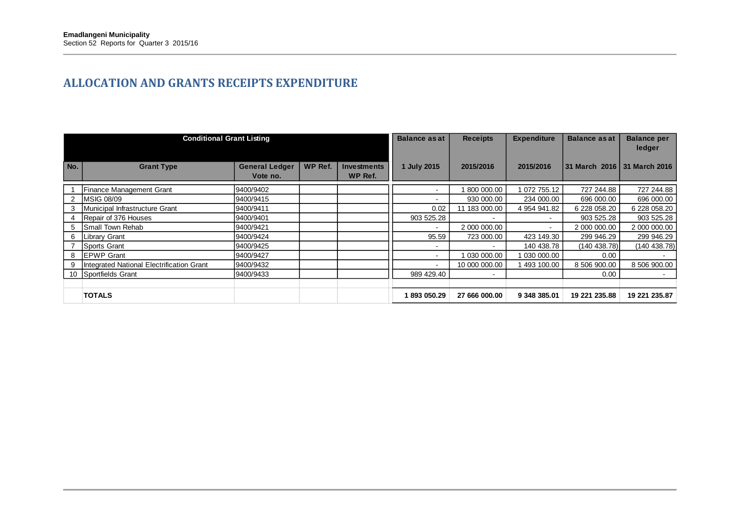## ALLOCATION AND GRANTS RECEIPTS EXPENDITURE

| Conditional Grant Listing | | | | | Balance as at | Receipts | Expenditure | Balance as at | Balance per ledger |
|---|---|---|---|---|---|---|---|---|---|
| No. | Grant Type | General Ledger Vote no. | WP Ref. | Investments WP Ref. | 1 July 2015 | 2015/2016 | 2015/2016 | 31 March 2016 | 31 March 2016 |
| 1 | Finance Management Grant | 9400/9402 | | | - | 1 800 000.00 | 1 072 755.12 | 727 244.88 | 727 244.88 |
| 2 | MSIG 08/09 | 9400/9415 | | | - | 930 000.00 | 234 000.00 | 696 000.00 | 696 000.00 |
| 3 | Municipal Infrastructure Grant | 9400/9411 | | | 0.02 | 11 183 000.00 | 4 954 941.82 | 6 228 058.20 | 6 228 058.20 |
| 4 | Repair of 376 Houses | 9400/9401 | | | 903 525.28 | - | - | 903 525.28 | 903 525.28 |
| 5 | Small Town Rehab | 9400/9421 | | | - | 2 000 000.00 | - | 2 000 000.00 | 2 000 000.00 |
| 6 | Library Grant | 9400/9424 | | | 95.59 | 723 000.00 | 423 149.30 | 299 946.29 | 299 946.29 |
| 7 | Sports Grant | 9400/9425 | | | - | - | 140 438.78 | (140 438.78) | (140 438.78) |
| 8 | EPWP Grant | 9400/9427 | | | - | 1 030 000.00 | 1 030 000.00 | 0.00 | - |
| 9 | Integrated National Electrification Grant | 9400/9432 | | | - | 10 000 000.00 | 1 493 100.00 | 8 506 900.00 | 8 506 900.00 |
| 10 | Sportfields Grant | 9400/9433 | | | 989 429.40 | - | | 0.00 | - |
| | | | | | | | | | |
| | **TOTALS** | | | | **1 893 050.29** | **27 666 000.00** | **9 348 385.01** | **19 221 235.88** | **19 221 235.87** |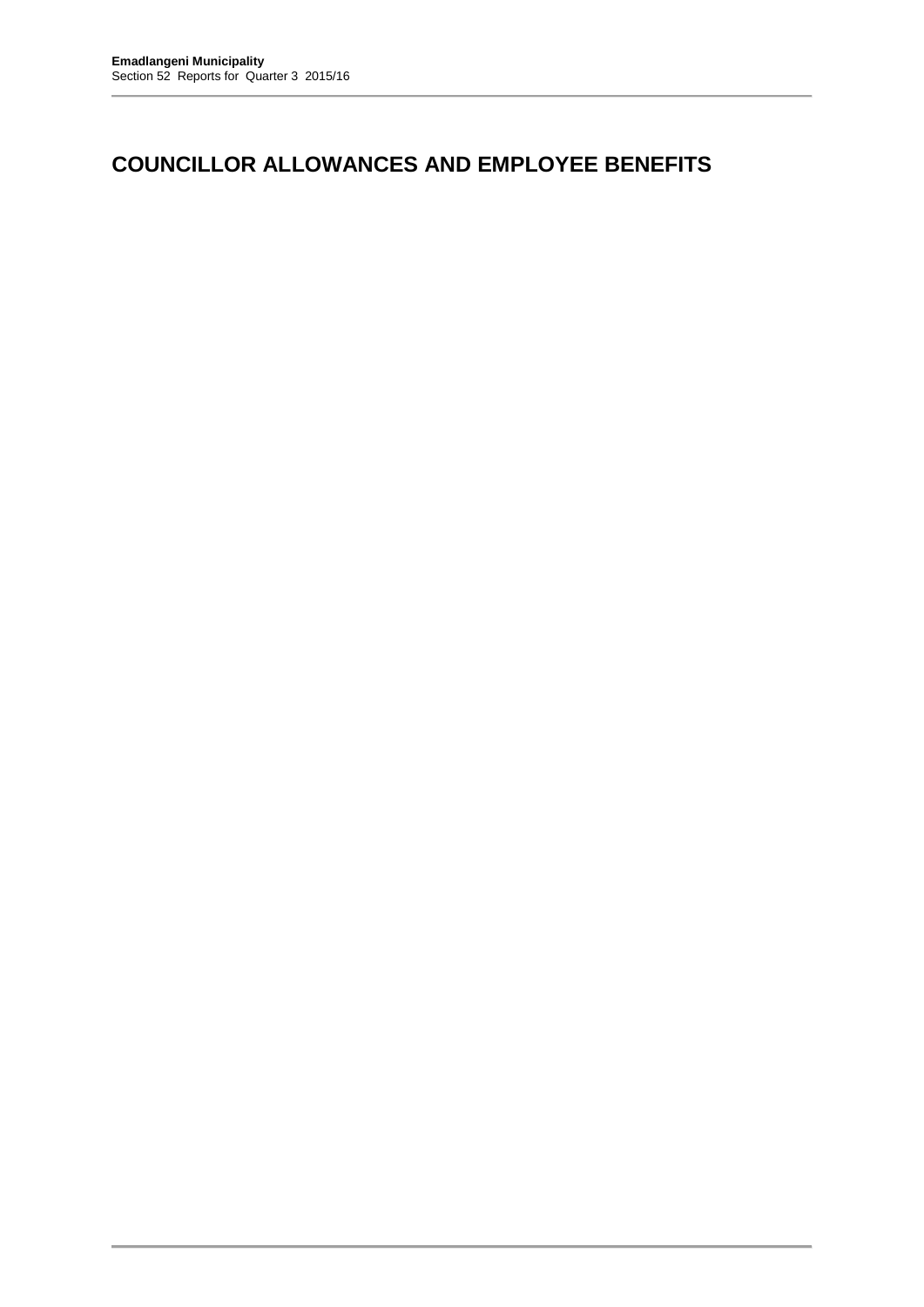# COUNCILLOR ALLOWANCES AND EMPLOYEE BENEFITS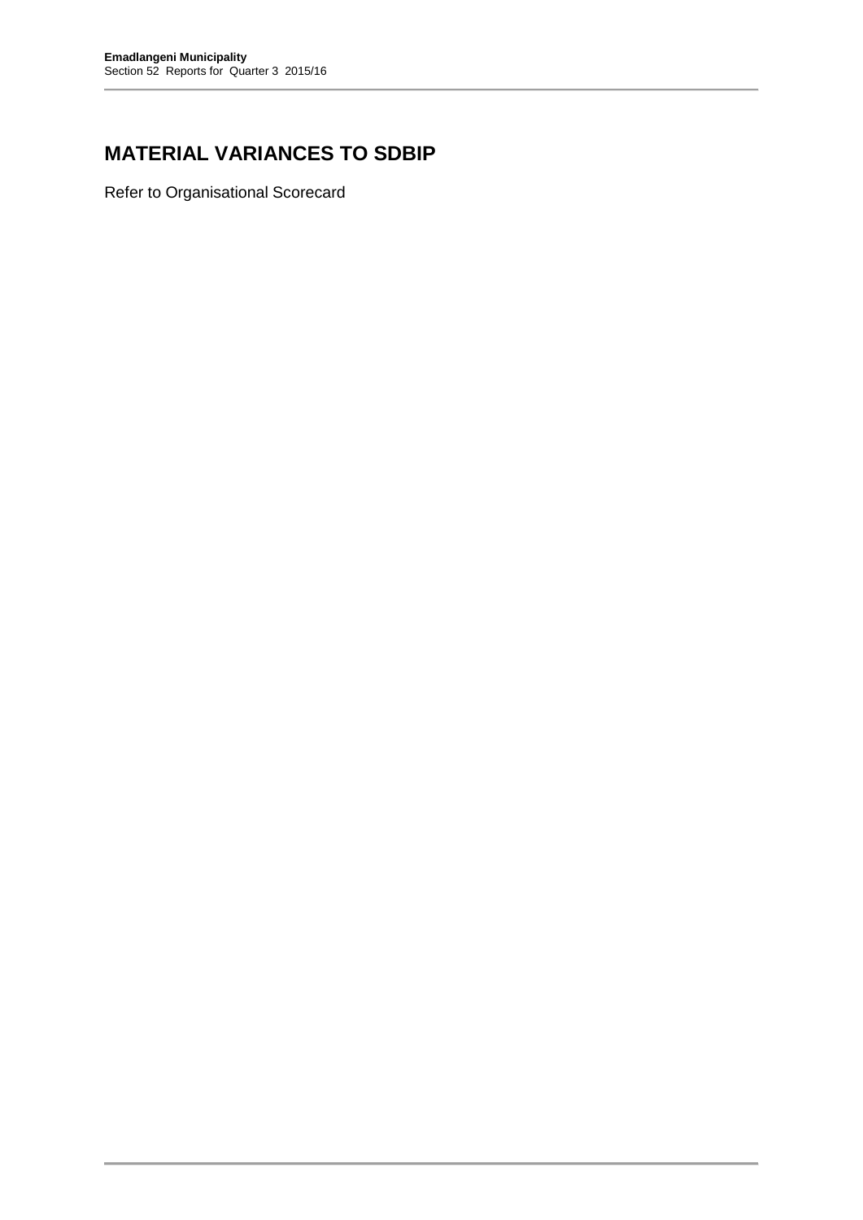# MATERIAL VARIANCES TO SDBIP

Refer to Organisational Scorecard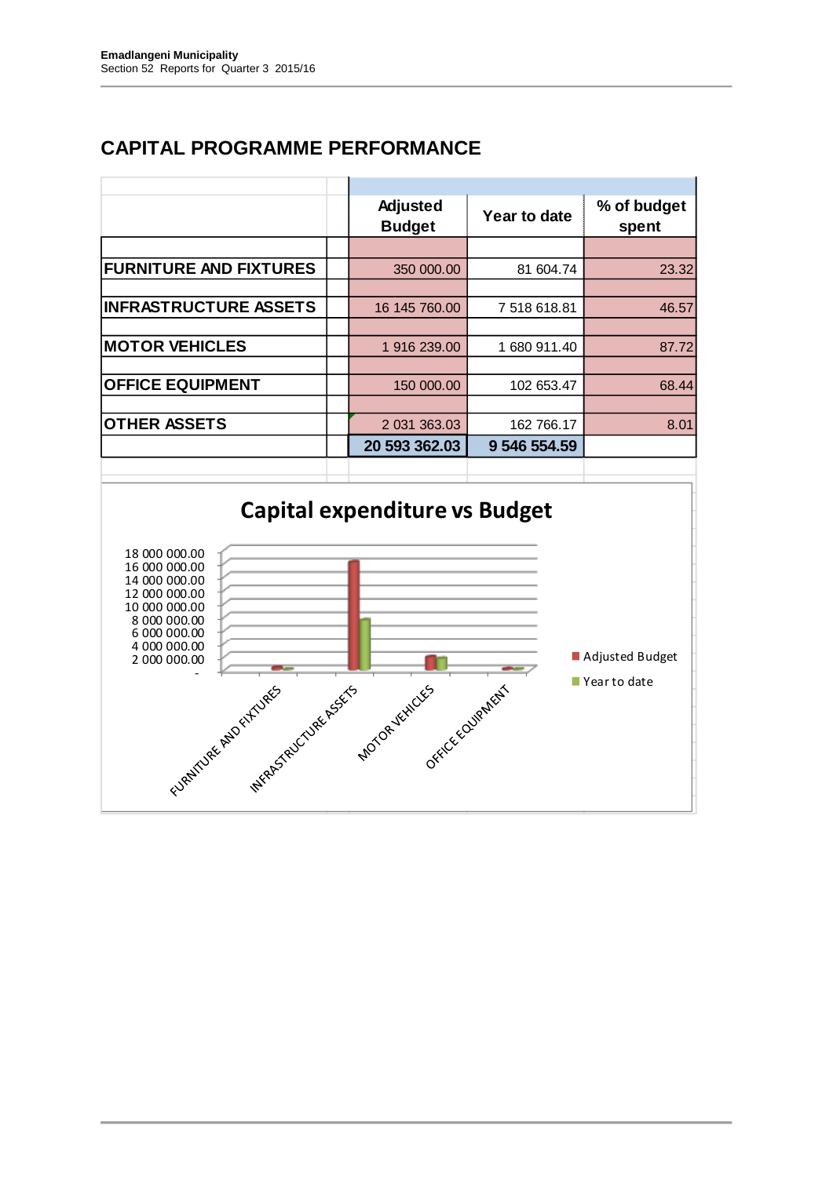## CAPITAL PROGRAMME PERFORMANCE

| | Adjusted Budget | Year to date | % of budget spent |
|---|---|---|---|
| **FURNITURE AND FIXTURES** | 350 000.00 | 81 604.74 | 23.32 |
| **INFRASTRUCTURE ASSETS** | 16 145 760.00 | 7 518 618.81 | 46.57 |
| **MOTOR VEHICLES** | 1 916 239.00 | 1 680 911.40 | 87.72 |
| **OFFICE EQUIPMENT** | 150 000.00 | 102 653.47 | 68.44 |
| **OTHER ASSETS** | 2 031 363.03 | 162 766.17 | 8.01 |
| | **20 593 362.03** | **9 546 554.59** | |

**Capital expenditure vs Budget**

(Chart: Adjusted Budget vs Year to date for FURNITURE AND FIXTURES, INFRASTRUCTURE ASSETS, MOTOR VEHICLES, OFFICE EQUIPMENT; y-axis from - to 18 000 000.00)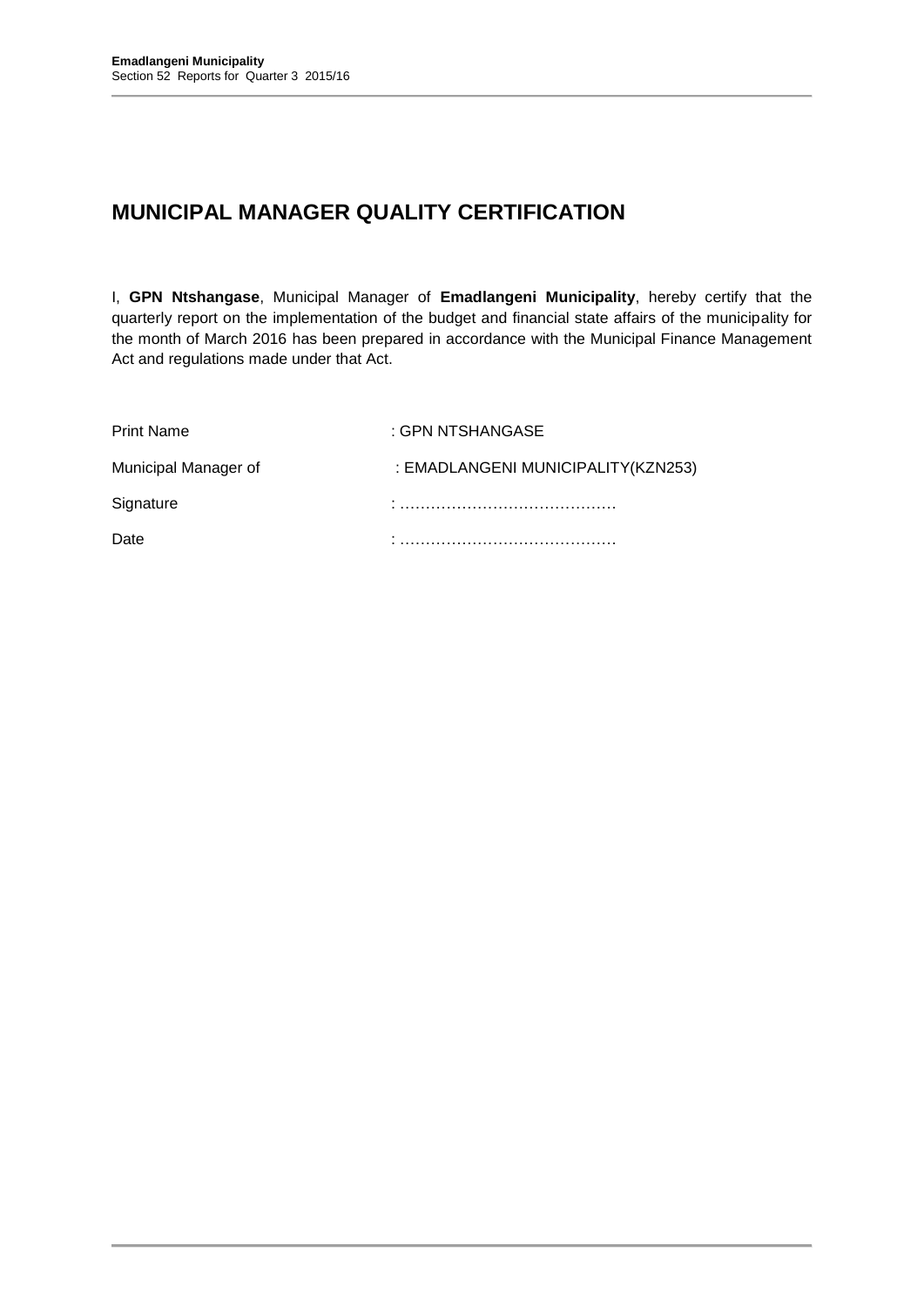# MUNICIPAL MANAGER QUALITY CERTIFICATION

I, **GPN Ntshangase**, Municipal Manager of **Emadlangeni Municipality**, hereby certify that the quarterly report on the implementation of the budget and financial state affairs of the municipality for the month of March 2016 has been prepared in accordance with the Municipal Finance Management Act and regulations made under that Act.

| | |
|---|---|
| Print Name | : GPN NTSHANGASE |
| Municipal Manager of | : EMADLANGENI MUNICIPALITY(KZN253) |
| Signature | : …………………………………… |
| Date | : …………………………………… |